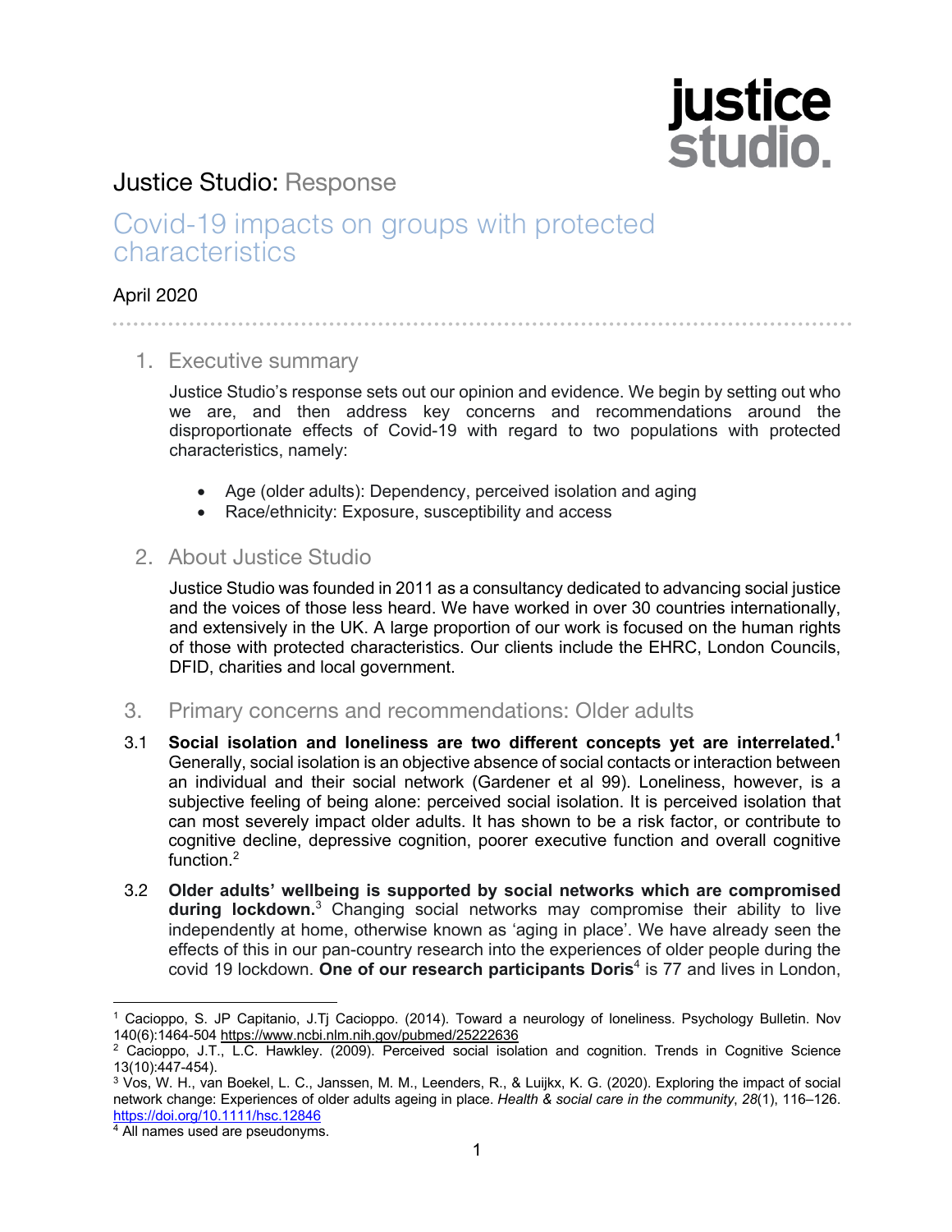justice studio.

# Justice Studio: Response

## Covid-19 impacts on groups with protected characteristics

April 2020

## 1. Executive summary

Justice Studio's response sets out our opinion and evidence. We begin by setting out who we are, and then address key concerns and recommendations around the disproportionate effects of Covid-19 with regard to two populations with protected characteristics, namely:

- Age (older adults): Dependency, perceived isolation and aging
- Race/ethnicity: Exposure, susceptibility and access

## 2. About Justice Studio

Justice Studio was founded in 2011 as a consultancy dedicated to advancing social justice and the voices of those less heard. We have worked in over 30 countries internationally, and extensively in the UK. A large proportion of our work is focused on the human rights of those with protected characteristics. Our clients include the EHRC, London Councils, DFID, charities and local government.

## 3. Primary concerns and recommendations: Older adults

3.1 **Social isolation and loneliness are two different concepts yet are interrelated.**[1] Generally, social isolation is an objective absence of social contacts or interaction between an individual and their social network (Gardener et al 99). Loneliness, however, is a subjective feeling of being alone: perceived social isolation. It is perceived isolation that can most severely impact older adults. It has shown to be a risk factor, or contribute to cognitive decline, depressive cognition, poorer executive function and overall cognitive function.[2]

3.2 **Older adults' wellbeing is supported by social networks which are compromised during lockdown.**[3] Changing social networks may compromise their ability to live independently at home, otherwise known as 'aging in place'. We have already seen the effects of this in our pan-country research into the experiences of older people during the covid 19 lockdown. **One of our research participants Doris**[4] is 77 and lives in London,

---

[1] Cacioppo, S. JP Capitanio, J.Tj Cacioppo. (2014). Toward a neurology of loneliness. Psychology Bulletin. Nov 140(6):1464-504 https://www.ncbi.nlm.nih.gov/pubmed/25222636

[2] Cacioppo, J.T., L.C. Hawkley. (2009). Perceived social isolation and cognition. Trends in Cognitive Science 13(10):447-454).

[3] Vos, W. H., van Boekel, L. C., Janssen, M. M., Leenders, R., & Luijkx, K. G. (2020). Exploring the impact of social network change: Experiences of older adults ageing in place. *Health & social care in the community*, *28*(1), 116–126. https://doi.org/10.1111/hsc.12846

[4] All names used are pseudonyms.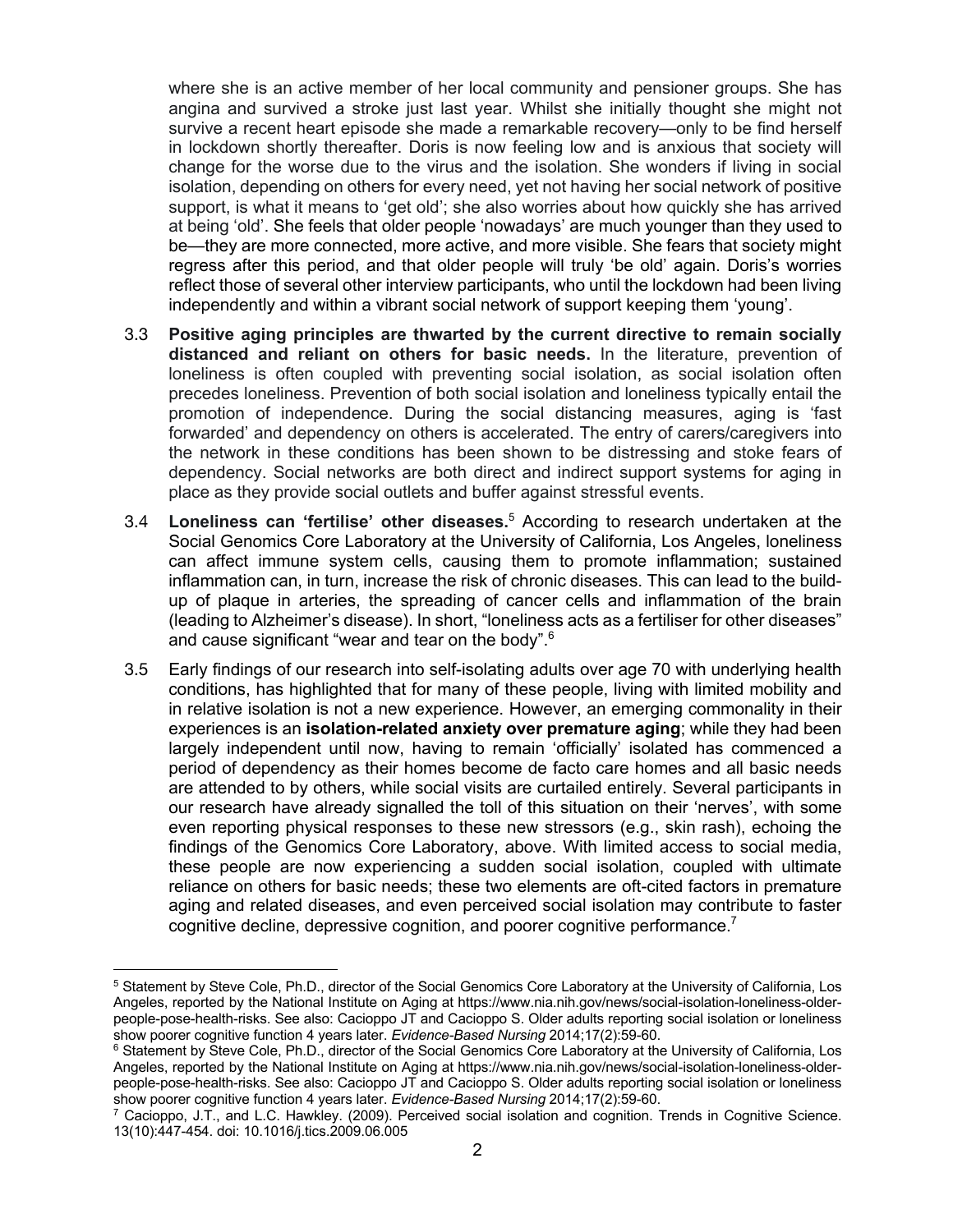where she is an active member of her local community and pensioner groups. She has angina and survived a stroke just last year. Whilst she initially thought she might not survive a recent heart episode she made a remarkable recovery—only to be find herself in lockdown shortly thereafter. Doris is now feeling low and is anxious that society will change for the worse due to the virus and the isolation. She wonders if living in social isolation, depending on others for every need, yet not having her social network of positive support, is what it means to 'get old'; she also worries about how quickly she has arrived at being 'old'. She feels that older people 'nowadays' are much younger than they used to be—they are more connected, more active, and more visible. She fears that society might regress after this period, and that older people will truly 'be old' again. Doris's worries reflect those of several other interview participants, who until the lockdown had been living independently and within a vibrant social network of support keeping them 'young'.

3.3 **Positive aging principles are thwarted by the current directive to remain socially distanced and reliant on others for basic needs.** In the literature, prevention of loneliness is often coupled with preventing social isolation, as social isolation often precedes loneliness. Prevention of both social isolation and loneliness typically entail the promotion of independence. During the social distancing measures, aging is 'fast forwarded' and dependency on others is accelerated. The entry of carers/caregivers into the network in these conditions has been shown to be distressing and stoke fears of dependency. Social networks are both direct and indirect support systems for aging in place as they provide social outlets and buffer against stressful events.

3.4 **Loneliness can 'fertilise' other diseases.**[5] According to research undertaken at the Social Genomics Core Laboratory at the University of California, Los Angeles, loneliness can affect immune system cells, causing them to promote inflammation; sustained inflammation can, in turn, increase the risk of chronic diseases. This can lead to the build-up of plaque in arteries, the spreading of cancer cells and inflammation of the brain (leading to Alzheimer's disease). In short, "loneliness acts as a fertiliser for other diseases" and cause significant "wear and tear on the body".[6]

3.5 Early findings of our research into self-isolating adults over age 70 with underlying health conditions, has highlighted that for many of these people, living with limited mobility and in relative isolation is not a new experience. However, an emerging commonality in their experiences is an **isolation-related anxiety over premature aging**; while they had been largely independent until now, having to remain 'officially' isolated has commenced a period of dependency as their homes become de facto care homes and all basic needs are attended to by others, while social visits are curtailed entirely. Several participants in our research have already signalled the toll of this situation on their 'nerves', with some even reporting physical responses to these new stressors (e.g., skin rash), echoing the findings of the Genomics Core Laboratory, above. With limited access to social media, these people are now experiencing a sudden social isolation, coupled with ultimate reliance on others for basic needs; these two elements are oft-cited factors in premature aging and related diseases, and even perceived social isolation may contribute to faster cognitive decline, depressive cognition, and poorer cognitive performance.[7]

---

[5] Statement by Steve Cole, Ph.D., director of the Social Genomics Core Laboratory at the University of California, Los Angeles, reported by the National Institute on Aging at https://www.nia.nih.gov/news/social-isolation-loneliness-older-people-pose-health-risks. See also: Cacioppo JT and Cacioppo S. Older adults reporting social isolation or loneliness show poorer cognitive function 4 years later. *Evidence-Based Nursing* 2014;17(2):59-60.

[6] Statement by Steve Cole, Ph.D., director of the Social Genomics Core Laboratory at the University of California, Los Angeles, reported by the National Institute on Aging at https://www.nia.nih.gov/news/social-isolation-loneliness-older-people-pose-health-risks. See also: Cacioppo JT and Cacioppo S. Older adults reporting social isolation or loneliness show poorer cognitive function 4 years later. *Evidence-Based Nursing* 2014;17(2):59-60.

[7] Cacioppo, J.T., and L.C. Hawkley. (2009). Perceived social isolation and cognition. Trends in Cognitive Science. 13(10):447-454. doi: 10.1016/j.tics.2009.06.005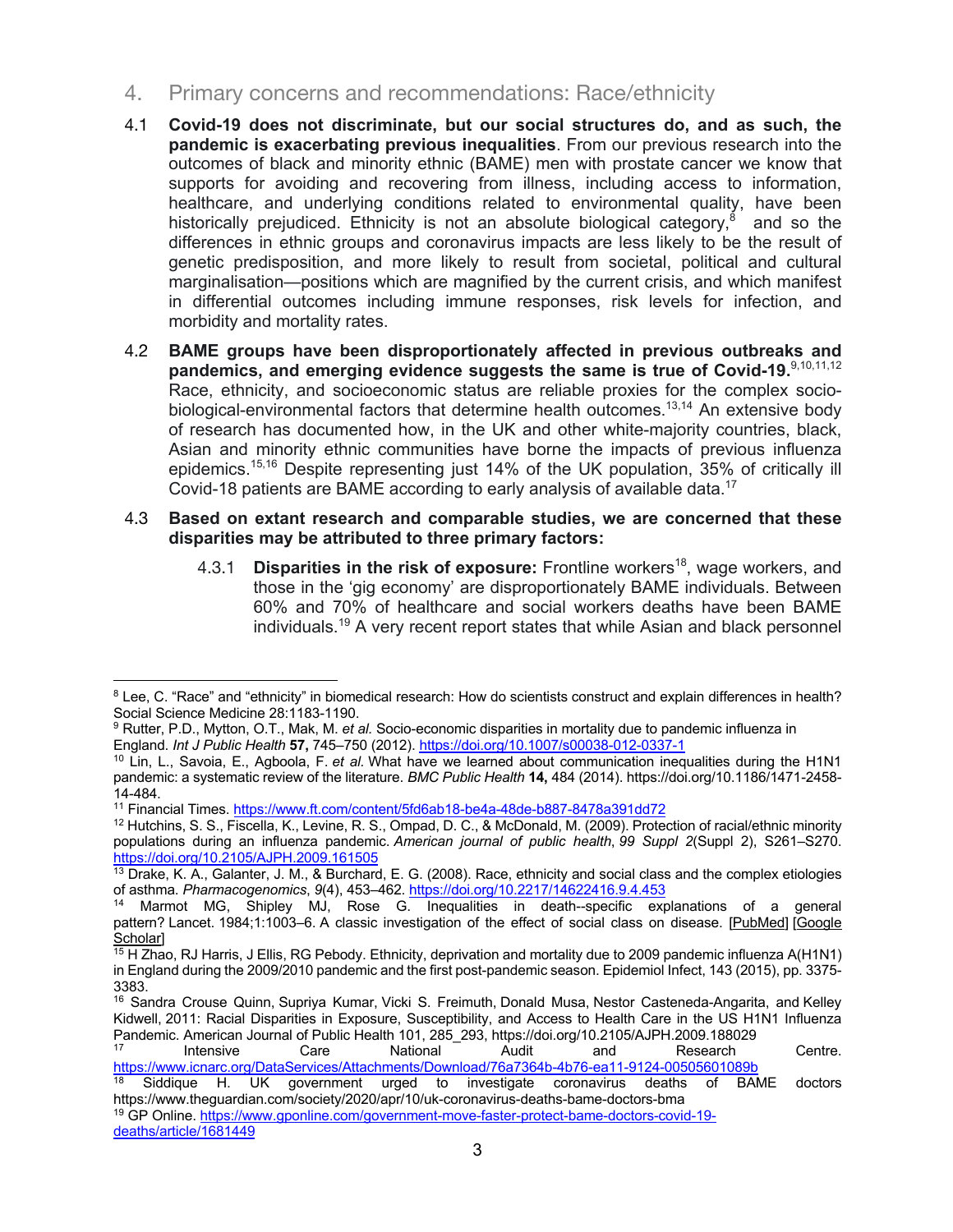## 4. Primary concerns and recommendations: Race/ethnicity

4.1 **Covid-19 does not discriminate, but our social structures do, and as such, the pandemic is exacerbating previous inequalities**. From our previous research into the outcomes of black and minority ethnic (BAME) men with prostate cancer we know that supports for avoiding and recovering from illness, including access to information, healthcare, and underlying conditions related to environmental quality, have been historically prejudiced. Ethnicity is not an absolute biological category,[8] and so the differences in ethnic groups and coronavirus impacts are less likely to be the result of genetic predisposition, and more likely to result from societal, political and cultural marginalisation—positions which are magnified by the current crisis, and which manifest in differential outcomes including immune responses, risk levels for infection, and morbidity and mortality rates.

4.2 **BAME groups have been disproportionately affected in previous outbreaks and pandemics, and emerging evidence suggests the same is true of Covid-19.**[9,10,11,12] Race, ethnicity, and socioeconomic status are reliable proxies for the complex socio-biological-environmental factors that determine health outcomes.[13,14] An extensive body of research has documented how, in the UK and other white-majority countries, black, Asian and minority ethnic communities have borne the impacts of previous influenza epidemics.[15,16] Despite representing just 14% of the UK population, 35% of critically ill Covid-18 patients are BAME according to early analysis of available data.[17]

4.3 **Based on extant research and comparable studies, we are concerned that these disparities may be attributed to three primary factors:**

4.3.1 **Disparities in the risk of exposure:** Frontline workers[18], wage workers, and those in the 'gig economy' are disproportionately BAME individuals. Between 60% and 70% of healthcare and social workers deaths have been BAME individuals.[19] A very recent report states that while Asian and black personnel

---

[8] Lee, C. "Race" and "ethnicity" in biomedical research: How do scientists construct and explain differences in health? Social Science Medicine 28:1183-1190.

[9] Rutter, P.D., Mytton, O.T., Mak, M. *et al.* Socio-economic disparities in mortality due to pandemic influenza in England. *Int J Public Health* **57,** 745–750 (2012). https://doi.org/10.1007/s00038-012-0337-1

[10] Lin, L., Savoia, E., Agboola, F. *et al.* What have we learned about communication inequalities during the H1N1 pandemic: a systematic review of the literature. *BMC Public Health* **14,** 484 (2014). https://doi.org/10.1186/1471-2458-14-484.

[11] Financial Times. https://www.ft.com/content/5fd6ab18-be4a-48de-b887-8478a391dd72

[12] Hutchins, S. S., Fiscella, K., Levine, R. S., Ompad, D. C., & McDonald, M. (2009). Protection of racial/ethnic minority populations during an influenza pandemic. *American journal of public health*, *99 Suppl 2*(Suppl 2), S261–S270. https://doi.org/10.2105/AJPH.2009.161505

[13] Drake, K. A., Galanter, J. M., & Burchard, E. G. (2008). Race, ethnicity and social class and the complex etiologies of asthma. *Pharmacogenomics*, *9*(4), 453–462. https://doi.org/10.2217/14622416.9.4.453

[14] Marmot MG, Shipley MJ, Rose G. Inequalities in death--specific explanations of a general pattern? Lancet. 1984;1:1003–6. A classic investigation of the effect of social class on disease. [PubMed] [Google Scholar]

[15] H Zhao, RJ Harris, J Ellis, RG Pebody. Ethnicity, deprivation and mortality due to 2009 pandemic influenza A(H1N1) in England during the 2009/2010 pandemic and the first post-pandemic season. Epidemiol Infect, 143 (2015), pp. 3375-3383.

[16] Sandra Crouse Quinn, Supriya Kumar, Vicki S. Freimuth, Donald Musa, Nestor Casteneda-Angarita, and Kelley Kidwell, 2011: Racial Disparities in Exposure, Susceptibility, and Access to Health Care in the US H1N1 Influenza Pandemic. American Journal of Public Health 101, 285_293, https://doi.org/10.2105/AJPH.2009.188029

[17] Intensive Care National Audit and Research Centre. https://www.icnarc.org/DataServices/Attachments/Download/76a7364b-4b76-ea11-9124-00505601089b

[18] Siddique H. UK government urged to investigate coronavirus deaths of BAME doctors https://www.theguardian.com/society/2020/apr/10/uk-coronavirus-deaths-bame-doctors-bma

[19] GP Online. https://www.gponline.com/government-move-faster-protect-bame-doctors-covid-19-deaths/article/1681449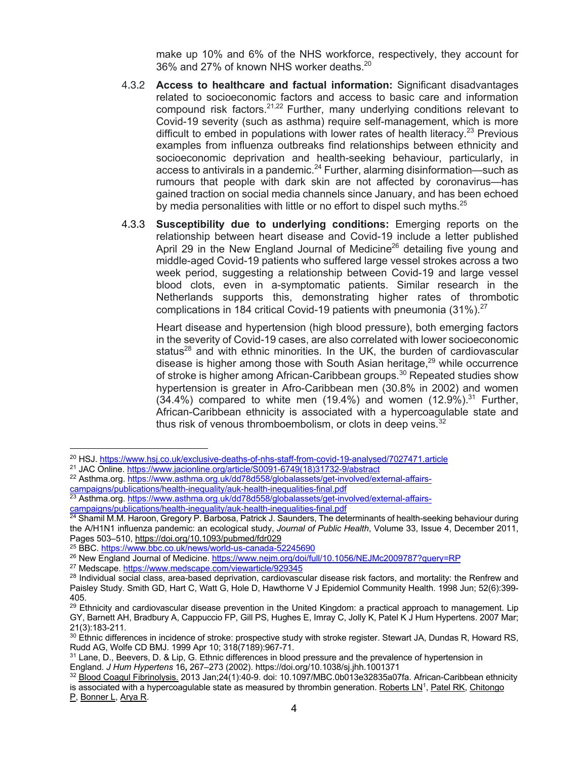make up 10% and 6% of the NHS workforce, respectively, they account for 36% and 27% of known NHS worker deaths.[20]

4.3.2 **Access to healthcare and factual information:** Significant disadvantages related to socioeconomic factors and access to basic care and information compound risk factors.[21,22] Further, many underlying conditions relevant to Covid-19 severity (such as asthma) require self-management, which is more difficult to embed in populations with lower rates of health literacy.[23] Previous examples from influenza outbreaks find relationships between ethnicity and socioeconomic deprivation and health-seeking behaviour, particularly, in access to antivirals in a pandemic.[24] Further, alarming disinformation—such as rumours that people with dark skin are not affected by coronavirus—has gained traction on social media channels since January, and has been echoed by media personalities with little or no effort to dispel such myths.[25]

4.3.3 **Susceptibility due to underlying conditions:** Emerging reports on the relationship between heart disease and Covid-19 include a letter published April 29 in the New England Journal of Medicine[26] detailing five young and middle-aged Covid-19 patients who suffered large vessel strokes across a two week period, suggesting a relationship between Covid-19 and large vessel blood clots, even in a-symptomatic patients. Similar research in the Netherlands supports this, demonstrating higher rates of thrombotic complications in 184 critical Covid-19 patients with pneumonia (31%).[27]

Heart disease and hypertension (high blood pressure), both emerging factors in the severity of Covid-19 cases, are also correlated with lower socioeconomic status[28] and with ethnic minorities. In the UK, the burden of cardiovascular disease is higher among those with South Asian heritage,[29] while occurrence of stroke is higher among African-Caribbean groups.[30] Repeated studies show hypertension is greater in Afro-Caribbean men (30.8% in 2002) and women (34.4%) compared to white men (19.4%) and women (12.9%).[31] Further, African-Caribbean ethnicity is associated with a hypercoagulable state and thus risk of venous thromboembolism, or clots in deep veins.[32]

---

[20] HSJ. https://www.hsj.co.uk/exclusive-deaths-of-nhs-staff-from-covid-19-analysed/7027471.article

[21] JAC Online. https://www.jacionline.org/article/S0091-6749(18)31732-9/abstract

[22] Asthma.org. https://www.asthma.org.uk/dd78d558/globalassets/get-involved/external-affairs-campaigns/publications/health-inequality/auk-health-inequalities-final.pdf

[23] Asthma.org. https://www.asthma.org.uk/dd78d558/globalassets/get-involved/external-affairs-campaigns/publications/health-inequality/auk-health-inequalities-final.pdf

[24] Shamil M.M. Haroon, Gregory P. Barbosa, Patrick J. Saunders, The determinants of health-seeking behaviour during the A/H1N1 influenza pandemic: an ecological study, *Journal of Public Health*, Volume 33, Issue 4, December 2011, Pages 503–510, https://doi.org/10.1093/pubmed/fdr029

[25] BBC. https://www.bbc.co.uk/news/world-us-canada-52245690

[26] New England Journal of Medicine. https://www.nejm.org/doi/full/10.1056/NEJMc2009787?query=RP

[27] Medscape. https://www.medscape.com/viewarticle/929345

[28] Individual social class, area-based deprivation, cardiovascular disease risk factors, and mortality: the Renfrew and Paisley Study. Smith GD, Hart C, Watt G, Hole D, Hawthorne V J Epidemiol Community Health. 1998 Jun; 52(6):399-405.

[29] Ethnicity and cardiovascular disease prevention in the United Kingdom: a practical approach to management. Lip GY, Barnett AH, Bradbury A, Cappuccio FP, Gill PS, Hughes E, Imray C, Jolly K, Patel K J Hum Hypertens. 2007 Mar; 21(3):183-211.

[30] Ethnic differences in incidence of stroke: prospective study with stroke register. Stewart JA, Dundas R, Howard RS, Rudd AG, Wolfe CD BMJ. 1999 Apr 10; 318(7189):967-71.

[31] Lane, D., Beevers, D. & Lip, G. Ethnic differences in blood pressure and the prevalence of hypertension in England. *J Hum Hypertens* 16**,** 267–273 (2002). https://doi.org/10.1038/sj.jhh.1001371

[32] Blood Coagul Fibrinolysis. 2013 Jan;24(1):40-9. doi: 10.1097/MBC.0b013e32835a07fa. African-Caribbean ethnicity is associated with a hypercoagulable state as measured by thrombin generation. Roberts LN[1], Patel RK, Chitongo P, Bonner L, Arya R.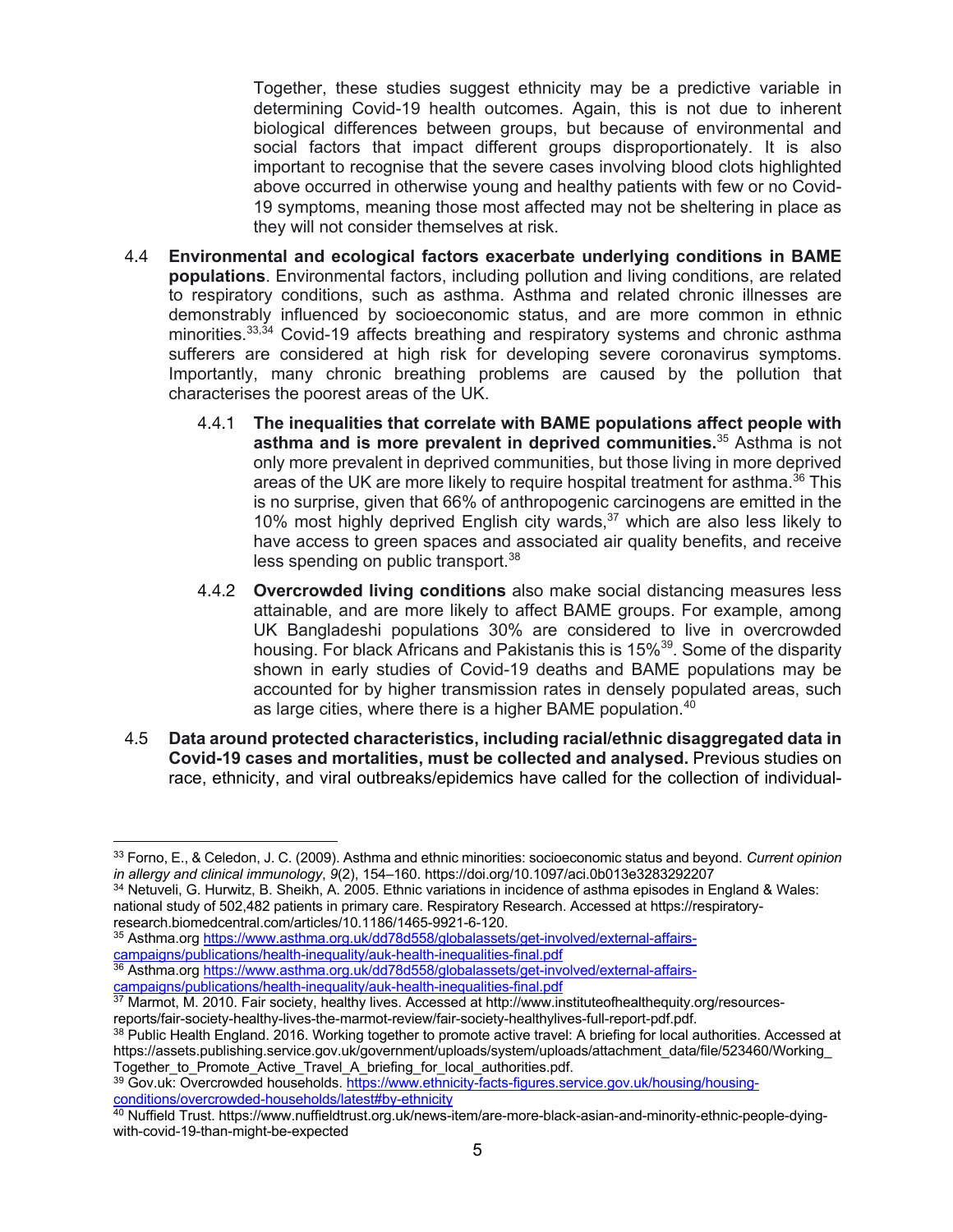Together, these studies suggest ethnicity may be a predictive variable in determining Covid-19 health outcomes. Again, this is not due to inherent biological differences between groups, but because of environmental and social factors that impact different groups disproportionately. It is also important to recognise that the severe cases involving blood clots highlighted above occurred in otherwise young and healthy patients with few or no Covid-19 symptoms, meaning those most affected may not be sheltering in place as they will not consider themselves at risk.

4.4 **Environmental and ecological factors exacerbate underlying conditions in BAME populations**. Environmental factors, including pollution and living conditions, are related to respiratory conditions, such as asthma. Asthma and related chronic illnesses are demonstrably influenced by socioeconomic status, and are more common in ethnic minorities.[33,34] Covid-19 affects breathing and respiratory systems and chronic asthma sufferers are considered at high risk for developing severe coronavirus symptoms. Importantly, many chronic breathing problems are caused by the pollution that characterises the poorest areas of the UK.

4.4.1 **The inequalities that correlate with BAME populations affect people with asthma and is more prevalent in deprived communities.**[35] Asthma is not only more prevalent in deprived communities, but those living in more deprived areas of the UK are more likely to require hospital treatment for asthma.[36] This is no surprise, given that 66% of anthropogenic carcinogens are emitted in the 10% most highly deprived English city wards,[37] which are also less likely to have access to green spaces and associated air quality benefits, and receive less spending on public transport.[38]

4.4.2 **Overcrowded living conditions** also make social distancing measures less attainable, and are more likely to affect BAME groups. For example, among UK Bangladeshi populations 30% are considered to live in overcrowded housing. For black Africans and Pakistanis this is 15%[39]. Some of the disparity shown in early studies of Covid-19 deaths and BAME populations may be accounted for by higher transmission rates in densely populated areas, such as large cities, where there is a higher BAME population.[40]

4.5 **Data around protected characteristics, including racial/ethnic disaggregated data in Covid-19 cases and mortalities, must be collected and analysed.** Previous studies on race, ethnicity, and viral outbreaks/epidemics have called for the collection of individual-

---

[33] Forno, E., & Celedon, J. C. (2009). Asthma and ethnic minorities: socioeconomic status and beyond. *Current opinion in allergy and clinical immunology*, *9*(2), 154–160. https://doi.org/10.1097/aci.0b013e3283292207

[34] Netuveli, G. Hurwitz, B. Sheikh, A. 2005. Ethnic variations in incidence of asthma episodes in England & Wales: national study of 502,482 patients in primary care. Respiratory Research. Accessed at https://respiratory-research.biomedcentral.com/articles/10.1186/1465-9921-6-120.

[35] Asthma.org https://www.asthma.org.uk/dd78d558/globalassets/get-involved/external-affairs-campaigns/publications/health-inequality/auk-health-inequalities-final.pdf

[36] Asthma.org https://www.asthma.org.uk/dd78d558/globalassets/get-involved/external-affairs-campaigns/publications/health-inequality/auk-health-inequalities-final.pdf

[37] Marmot, M. 2010. Fair society, healthy lives. Accessed at http://www.instituteofhealthequity.org/resources-reports/fair-society-healthy-lives-the-marmot-review/fair-society-healthylives-full-report-pdf.pdf.

[38] Public Health England. 2016. Working together to promote active travel: A briefing for local authorities. Accessed at https://assets.publishing.service.gov.uk/government/uploads/system/uploads/attachment_data/file/523460/Working_Together_to_Promote_Active_Travel_A_briefing_for_local_authorities.pdf.

[39] Gov.uk: Overcrowded households. https://www.ethnicity-facts-figures.service.gov.uk/housing/housing-conditions/overcrowded-households/latest#by-ethnicity

[40] Nuffield Trust. https://www.nuffieldtrust.org.uk/news-item/are-more-black-asian-and-minority-ethnic-people-dying-with-covid-19-than-might-be-expected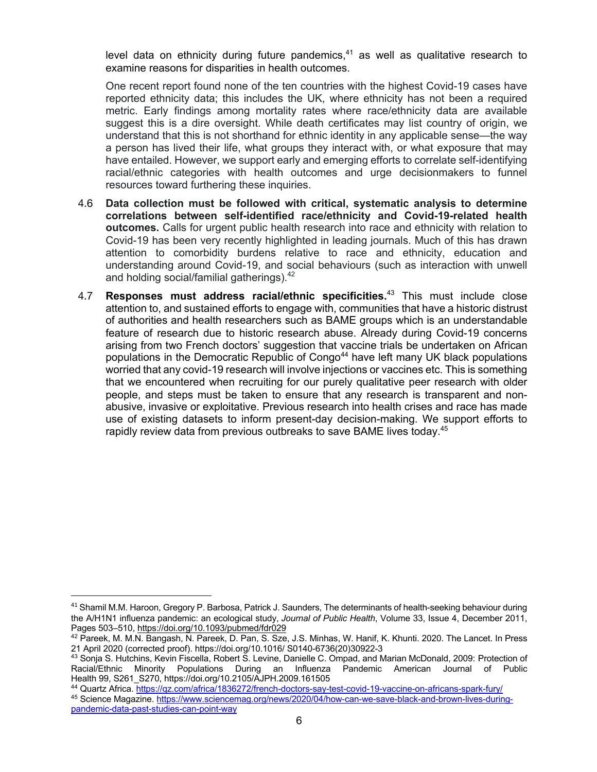level data on ethnicity during future pandemics,[41] as well as qualitative research to examine reasons for disparities in health outcomes.

One recent report found none of the ten countries with the highest Covid-19 cases have reported ethnicity data; this includes the UK, where ethnicity has not been a required metric. Early findings among mortality rates where race/ethnicity data are available suggest this is a dire oversight. While death certificates may list country of origin, we understand that this is not shorthand for ethnic identity in any applicable sense—the way a person has lived their life, what groups they interact with, or what exposure that may have entailed. However, we support early and emerging efforts to correlate self-identifying racial/ethnic categories with health outcomes and urge decisionmakers to funnel resources toward furthering these inquiries.

4.6 **Data collection must be followed with critical, systematic analysis to determine correlations between self-identified race/ethnicity and Covid-19-related health outcomes.** Calls for urgent public health research into race and ethnicity with relation to Covid-19 has been very recently highlighted in leading journals. Much of this has drawn attention to comorbidity burdens relative to race and ethnicity, education and understanding around Covid-19, and social behaviours (such as interaction with unwell and holding social/familial gatherings).[42]

4.7 **Responses must address racial/ethnic specificities.**[43] This must include close attention to, and sustained efforts to engage with, communities that have a historic distrust of authorities and health researchers such as BAME groups which is an understandable feature of research due to historic research abuse. Already during Covid-19 concerns arising from two French doctors' suggestion that vaccine trials be undertaken on African populations in the Democratic Republic of Congo[44] have left many UK black populations worried that any covid-19 research will involve injections or vaccines etc. This is something that we encountered when recruiting for our purely qualitative peer research with older people, and steps must be taken to ensure that any research is transparent and non-abusive, invasive or exploitative. Previous research into health crises and race has made use of existing datasets to inform present-day decision-making. We support efforts to rapidly review data from previous outbreaks to save BAME lives today.[45]

---

[41] Shamil M.M. Haroon, Gregory P. Barbosa, Patrick J. Saunders, The determinants of health-seeking behaviour during the A/H1N1 influenza pandemic: an ecological study, *Journal of Public Health*, Volume 33, Issue 4, December 2011, Pages 503–510, https://doi.org/10.1093/pubmed/fdr029

[42] Pareek, M. M.N. Bangash, N. Pareek, D. Pan, S. Sze, J.S. Minhas, W. Hanif, K. Khunti. 2020. The Lancet. In Press 21 April 2020 (corrected proof). https://doi.org/10.1016/ S0140-6736(20)30922-3

[43] Sonja S. Hutchins, Kevin Fiscella, Robert S. Levine, Danielle C. Ompad, and Marian McDonald, 2009: Protection of Racial/Ethnic Minority Populations During an Influenza Pandemic American Journal of Public Health 99, S261_S270, https://doi.org/10.2105/AJPH.2009.161505

[44] Quartz Africa. https://qz.com/africa/1836272/french-doctors-say-test-covid-19-vaccine-on-africans-spark-fury/

[45] Science Magazine. https://www.sciencemag.org/news/2020/04/how-can-we-save-black-and-brown-lives-during-pandemic-data-past-studies-can-point-way